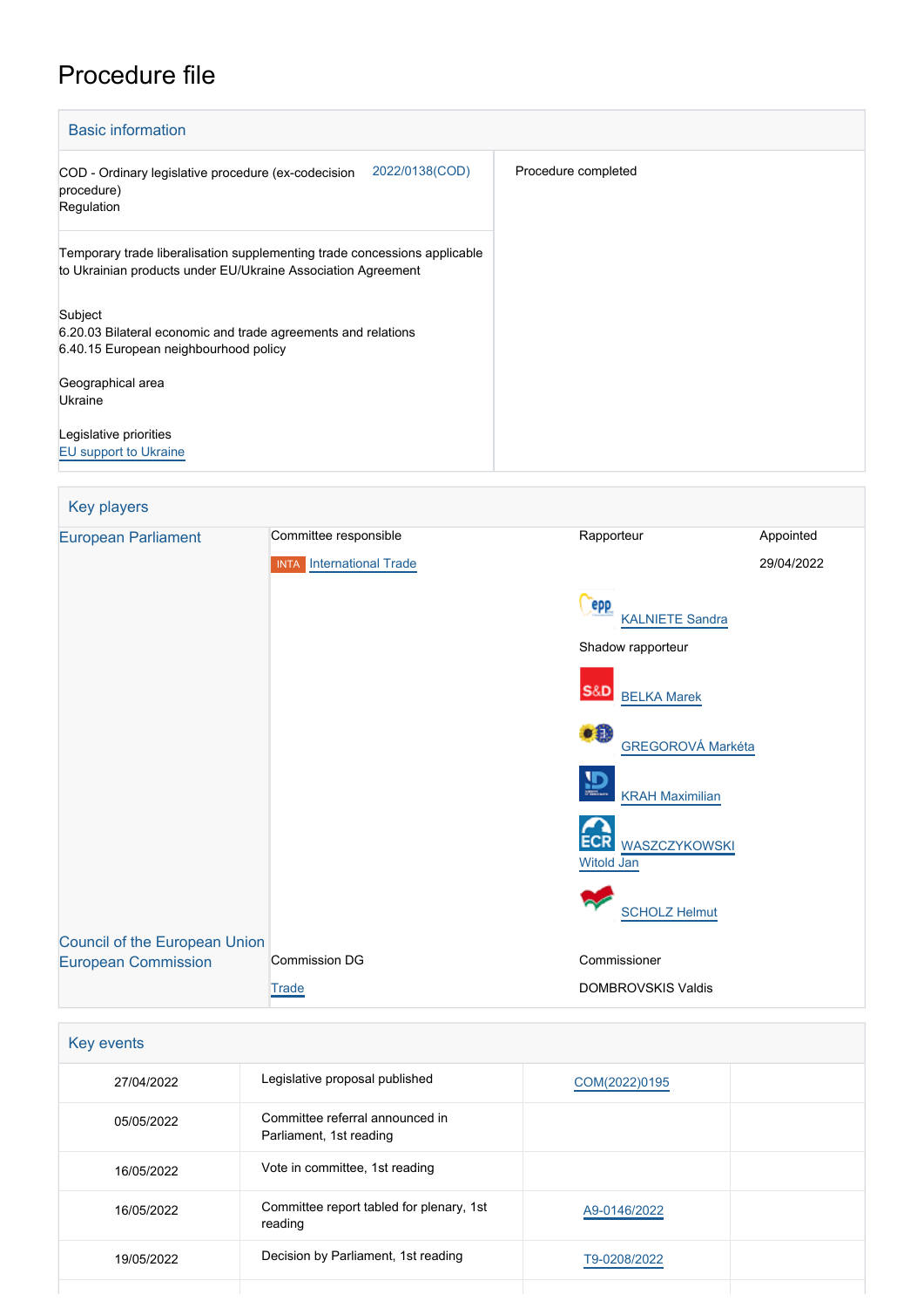# Procedure file

## Basic information

| | | |
|---|---|---|
| COD - Ordinary legislative procedure (ex-codecision procedure)<br>Regulation | 2022/0138(COD) | Procedure completed |
| Temporary trade liberalisation supplementing trade concessions applicable to Ukrainian products under EU/Ukraine Association Agreement<br><br>Subject<br>6.20.03 Bilateral economic and trade agreements and relations<br>6.40.15 European neighbourhood policy<br><br>Geographical area<br>Ukraine<br><br>Legislative priorities<br>EU support to Ukraine | | |

## Key players

| | | | |
|---|---|---|---|
| European Parliament | Committee responsible | Rapporteur | Appointed |
| | INTA International Trade | | 29/04/2022 |
| | | epp KALNIETE Sandra | |
| | | Shadow rapporteur | |
| | | S&D BELKA Marek | |
| | | GREGOROVÁ Markéta | |
| | | KRAH Maximilian | |
| | | ECR WASZCZYKOWSKI Witold Jan | |
| | | SCHOLZ Helmut | |
| Council of the European Union | | | |
| European Commission | Commission DG | Commissioner | |
| | Trade | DOMBROVSKIS Valdis | |

## Key events

| | | | |
|---|---|---|---|
| 27/04/2022 | Legislative proposal published | COM(2022)0195 | |
| 05/05/2022 | Committee referral announced in Parliament, 1st reading | | |
| 16/05/2022 | Vote in committee, 1st reading | | |
| 16/05/2022 | Committee report tabled for plenary, 1st reading | A9-0146/2022 | |
| 19/05/2022 | Decision by Parliament, 1st reading | T9-0208/2022 | |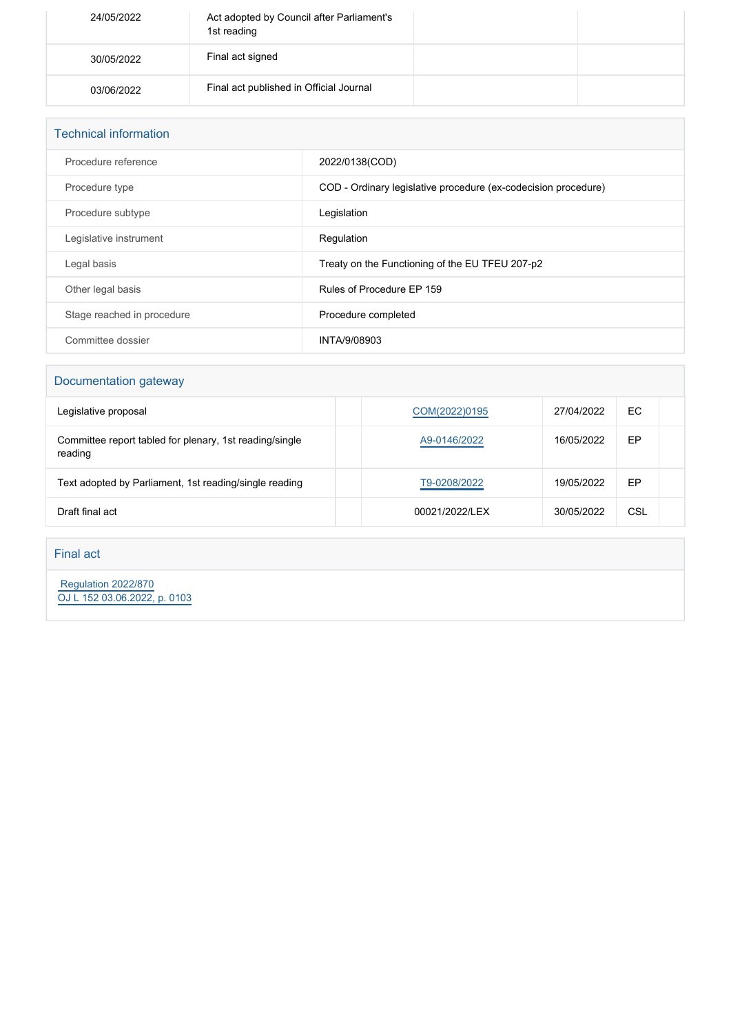| | | | |
|---|---|---|---|
| 24/05/2022 | Act adopted by Council after Parliament's 1st reading | | |
| 30/05/2022 | Final act signed | | |
| 03/06/2022 | Final act published in Official Journal | | |

## Technical information

| | |
|---|---|
| Procedure reference | 2022/0138(COD) |
| Procedure type | COD - Ordinary legislative procedure (ex-codecision procedure) |
| Procedure subtype | Legislation |
| Legislative instrument | Regulation |
| Legal basis | Treaty on the Functioning of the EU TFEU 207-p2 |
| Other legal basis | Rules of Procedure EP 159 |
| Stage reached in procedure | Procedure completed |
| Committee dossier | INTA/9/08903 |

## Documentation gateway

| | | | | | |
|---|---|---|---|---|---|
| Legislative proposal | | COM(2022)0195 | 27/04/2022 | EC | |
| Committee report tabled for plenary, 1st reading/single reading | | A9-0146/2022 | 16/05/2022 | EP | |
| Text adopted by Parliament, 1st reading/single reading | | T9-0208/2022 | 19/05/2022 | EP | |
| Draft final act | | 00021/2022/LEX | 30/05/2022 | CSL | |

## Final act

Regulation 2022/870
OJ L 152 03.06.2022, p. 0103